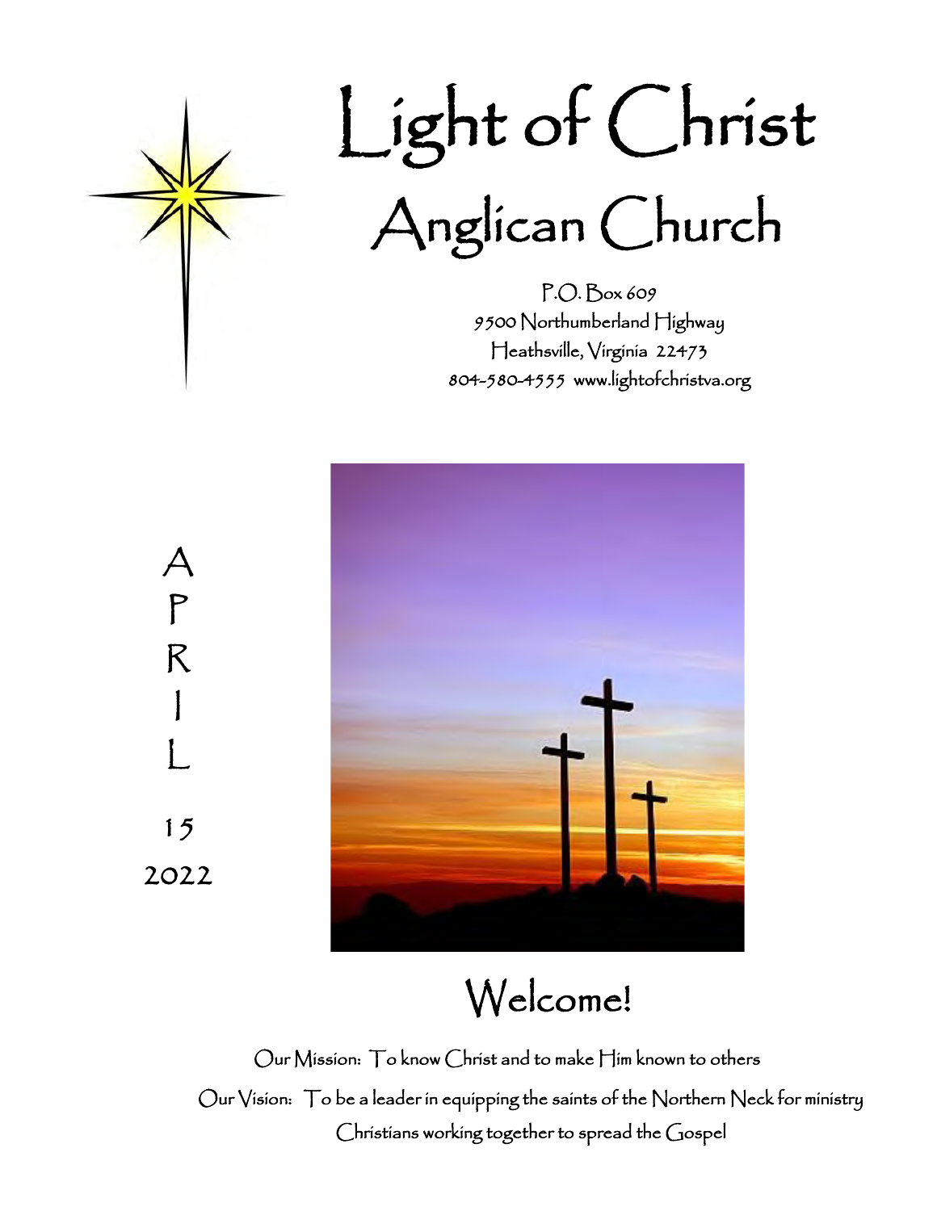# Light of Christ
## Anglican Church

P.O. Box 609
9500 Northumberland Highway
Heathsville, Virginia 22473
804-580-4555 www.lightofchristva.org

APRIL 15 2022

# Welcome!

Our Mission: To know Christ and to make Him known to others

Our Vision: To be a leader in equipping the saints of the Northern Neck for ministry

Christians working together to spread the Gospel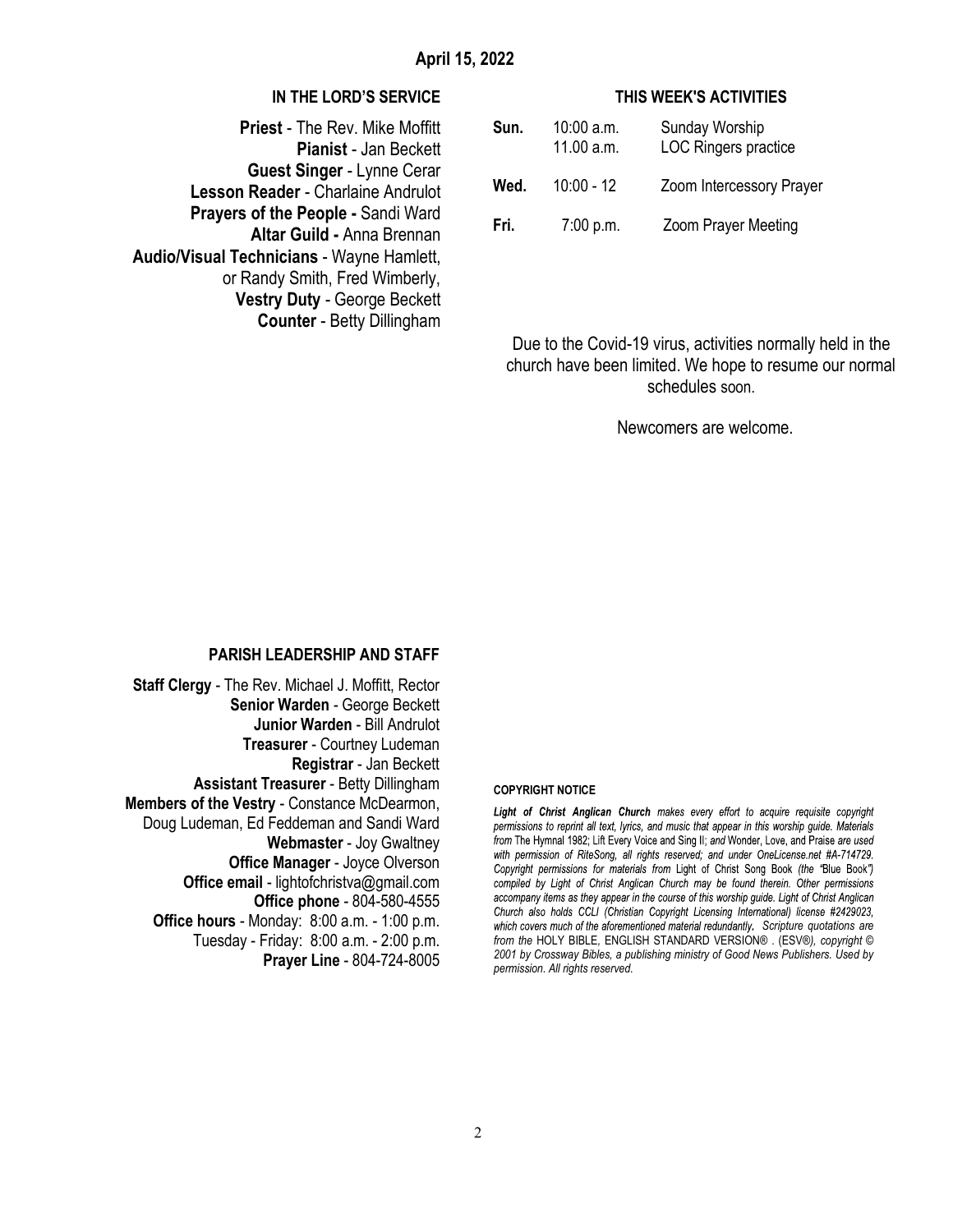## April 15, 2022

### IN THE LORD'S SERVICE

**Priest** - The Rev. Mike Moffitt
**Pianist** - Jan Beckett
**Guest Singer** - Lynne Cerar
**Lesson Reader** - Charlaine Andrulot
**Prayers of the People -** Sandi Ward
**Altar Guild -** Anna Brennan
**Audio/Visual Technicians** - Wayne Hamlett, or Randy Smith, Fred Wimberly,
**Vestry Duty** - George Beckett
**Counter** - Betty Dillingham

### THIS WEEK'S ACTIVITIES

| | | |
|---|---|---|
| **Sun.** | 10:00 a.m. | Sunday Worship |
| | 11.00 a.m. | LOC Ringers practice |
| **Wed.** | 10:00 - 12 | Zoom Intercessory Prayer |
| **Fri.** | 7:00 p.m. | Zoom Prayer Meeting |

Due to the Covid-19 virus, activities normally held in the church have been limited. We hope to resume our normal schedules soon.

Newcomers are welcome.

### PARISH LEADERSHIP AND STAFF

**Staff Clergy** - The Rev. Michael J. Moffitt, Rector
**Senior Warden** - George Beckett
**Junior Warden** - Bill Andrulot
**Treasurer** - Courtney Ludeman
**Registrar** - Jan Beckett
**Assistant Treasurer** - Betty Dillingham
**Members of the Vestry** - Constance McDearmon, Doug Ludeman, Ed Feddeman and Sandi Ward
**Webmaster** - Joy Gwaltney
**Office Manager** - Joyce Olverson
**Office email** - lightofchristva@gmail.com
**Office phone** - 804-580-4555
**Office hours** - Monday: 8:00 a.m. - 1:00 p.m.
Tuesday - Friday: 8:00 a.m. - 2:00 p.m.
**Prayer Line** - 804-724-8005

#### COPYRIGHT NOTICE

***Light of Christ Anglican Church*** *makes every effort to acquire requisite copyright permissions to reprint all text, lyrics, and music that appear in this worship guide. Materials from* The Hymnal 1982; Lift Every Voice and Sing II; *and* Wonder, Love, and Praise *are used with permission of RiteSong, all rights reserved; and under OneLicense.net #A-714729. Copyright permissions for materials from* Light of Christ Song Book *(the "*Blue Book*") compiled by Light of Christ Anglican Church may be found therein. Other permissions accompany items as they appear in the course of this worship guide. Light of Christ Anglican Church also holds CCLI (Christian Copyright Licensing International) license #2429023, which covers much of the aforementioned material redundantly. Scripture quotations are from the* HOLY BIBLE, ENGLISH STANDARD VERSION® . (ESV®)*, copyright © 2001 by Crossway Bibles, a publishing ministry of Good News Publishers. Used by permission. All rights reserved.*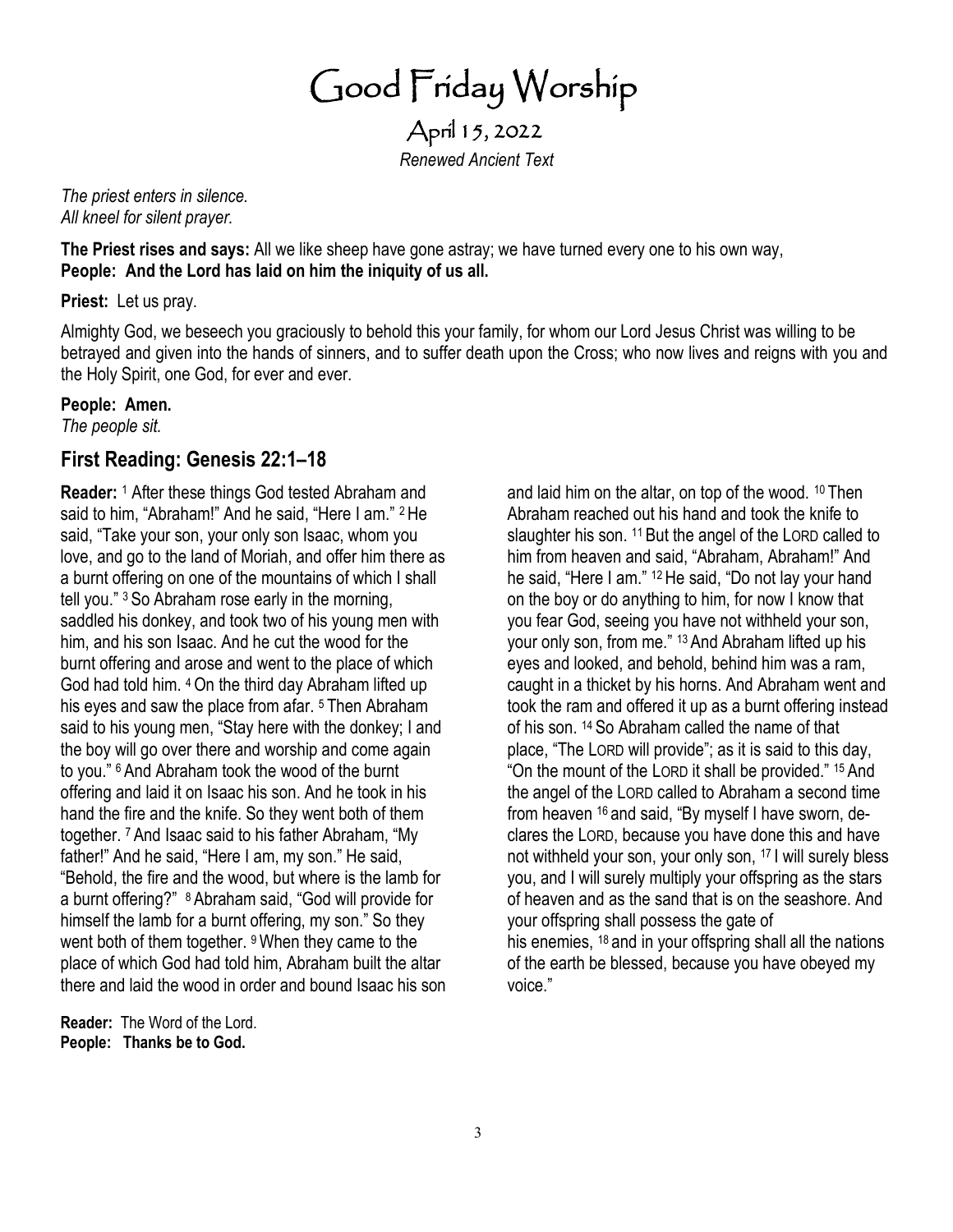# Good Friday Worship

## April 15, 2022

*Renewed Ancient Text*

*The priest enters in silence.*
*All kneel for silent prayer.*

**The Priest rises and says:** All we like sheep have gone astray; we have turned every one to his own way,
**People: And the Lord has laid on him the iniquity of us all.**

**Priest:** Let us pray.

Almighty God, we beseech you graciously to behold this your family, for whom our Lord Jesus Christ was willing to be betrayed and given into the hands of sinners, and to suffer death upon the Cross; who now lives and reigns with you and the Holy Spirit, one God, for ever and ever.

**People: Amen.**
*The people sit.*

## First Reading: Genesis 22:1–18

**Reader:** [1] After these things God tested Abraham and said to him, "Abraham!" And he said, "Here I am." [2] He said, "Take your son, your only son Isaac, whom you love, and go to the land of Moriah, and offer him there as a burnt offering on one of the mountains of which I shall tell you." [3] So Abraham rose early in the morning, saddled his donkey, and took two of his young men with him, and his son Isaac. And he cut the wood for the burnt offering and arose and went to the place of which God had told him. [4] On the third day Abraham lifted up his eyes and saw the place from afar. [5] Then Abraham said to his young men, "Stay here with the donkey; I and the boy will go over there and worship and come again to you." [6] And Abraham took the wood of the burnt offering and laid it on Isaac his son. And he took in his hand the fire and the knife. So they went both of them together. [7] And Isaac said to his father Abraham, "My father!" And he said, "Here I am, my son." He said, "Behold, the fire and the wood, but where is the lamb for a burnt offering?" [8] Abraham said, "God will provide for himself the lamb for a burnt offering, my son." So they went both of them together. [9] When they came to the place of which God had told him, Abraham built the altar there and laid the wood in order and bound Isaac his son and laid him on the altar, on top of the wood. [10] Then Abraham reached out his hand and took the knife to slaughter his son. [11] But the angel of the LORD called to him from heaven and said, "Abraham, Abraham!" And he said, "Here I am." [12] He said, "Do not lay your hand on the boy or do anything to him, for now I know that you fear God, seeing you have not withheld your son, your only son, from me." [13] And Abraham lifted up his eyes and looked, and behold, behind him was a ram, caught in a thicket by his horns. And Abraham went and took the ram and offered it up as a burnt offering instead of his son. [14] So Abraham called the name of that place, "The LORD will provide"; as it is said to this day, "On the mount of the LORD it shall be provided." [15] And the angel of the LORD called to Abraham a second time from heaven [16] and said, "By myself I have sworn, declares the LORD, because you have done this and have not withheld your son, your only son, [17] I will surely bless you, and I will surely multiply your offspring as the stars of heaven and as the sand that is on the seashore. And your offspring shall possess the gate of his enemies, [18] and in your offspring shall all the nations of the earth be blessed, because you have obeyed my voice."

**Reader:** The Word of the Lord.
**People: Thanks be to God.**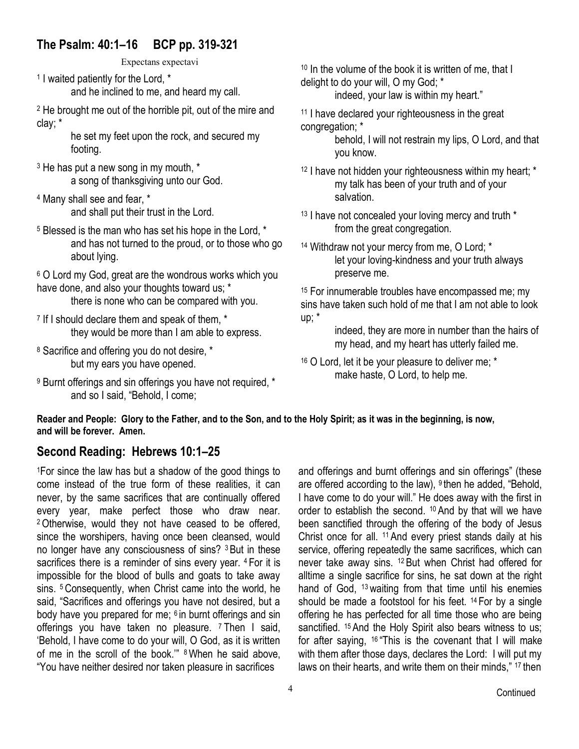## The Psalm: 40:1–16 BCP pp. 319-321

Expectans expectavi

[1] I waited patiently for the Lord, *
and he inclined to me, and heard my call.

[2] He brought me out of the horrible pit, out of the mire and clay; *
he set my feet upon the rock, and secured my footing.

[3] He has put a new song in my mouth, *
a song of thanksgiving unto our God.

[4] Many shall see and fear, *
and shall put their trust in the Lord.

[5] Blessed is the man who has set his hope in the Lord, *
and has not turned to the proud, or to those who go about lying.

[6] O Lord my God, great are the wondrous works which you have done, and also your thoughts toward us; *
there is none who can be compared with you.

[7] If I should declare them and speak of them, *
they would be more than I am able to express.

[8] Sacrifice and offering you do not desire, *
but my ears you have opened.

[9] Burnt offerings and sin offerings you have not required, *
and so I said, "Behold, I come;

[10] In the volume of the book it is written of me, that I delight to do your will, O my God; *
indeed, your law is within my heart."

[11] I have declared your righteousness in the great congregation; *
behold, I will not restrain my lips, O Lord, and that you know.

[12] I have not hidden your righteousness within my heart; *
my talk has been of your truth and of your salvation.

[13] I have not concealed your loving mercy and truth *
from the great congregation.

[14] Withdraw not your mercy from me, O Lord; *
let your loving-kindness and your truth always preserve me.

[15] For innumerable troubles have encompassed me; my sins have taken such hold of me that I am not able to look up; *
indeed, they are more in number than the hairs of my head, and my heart has utterly failed me.

[16] O Lord, let it be your pleasure to deliver me; *
make haste, O Lord, to help me.

**Reader and People: Glory to the Father, and to the Son, and to the Holy Spirit; as it was in the beginning, is now, and will be forever. Amen.**

## Second Reading: Hebrews 10:1–25

[1]For since the law has but a shadow of the good things to come instead of the true form of these realities, it can never, by the same sacrifices that are continually offered every year, make perfect those who draw near. [2] Otherwise, would they not have ceased to be offered, since the worshipers, having once been cleansed, would no longer have any consciousness of sins? [3] But in these sacrifices there is a reminder of sins every year. [4] For it is impossible for the blood of bulls and goats to take away sins. [5] Consequently, when Christ came into the world, he said, "Sacrifices and offerings you have not desired, but a body have you prepared for me; [6] in burnt offerings and sin offerings you have taken no pleasure. [7] Then I said, 'Behold, I have come to do your will, O God, as it is written of me in the scroll of the book.'" [8] When he said above, "You have neither desired nor taken pleasure in sacrifices and offerings and burnt offerings and sin offerings" (these are offered according to the law), [9] then he added, "Behold, I have come to do your will." He does away with the first in order to establish the second. [10] And by that will we have been sanctified through the offering of the body of Jesus Christ once for all. [11] And every priest stands daily at his service, offering repeatedly the same sacrifices, which can never take away sins. [12] But when Christ had offered for alltime a single sacrifice for sins, he sat down at the right hand of God, [13] waiting from that time until his enemies should be made a footstool for his feet. [14] For by a single offering he has perfected for all time those who are being sanctified. [15] And the Holy Spirit also bears witness to us; for after saying, [16] "This is the covenant that I will make with them after those days, declares the Lord: I will put my laws on their hearts, and write them on their minds," [17] then

Continued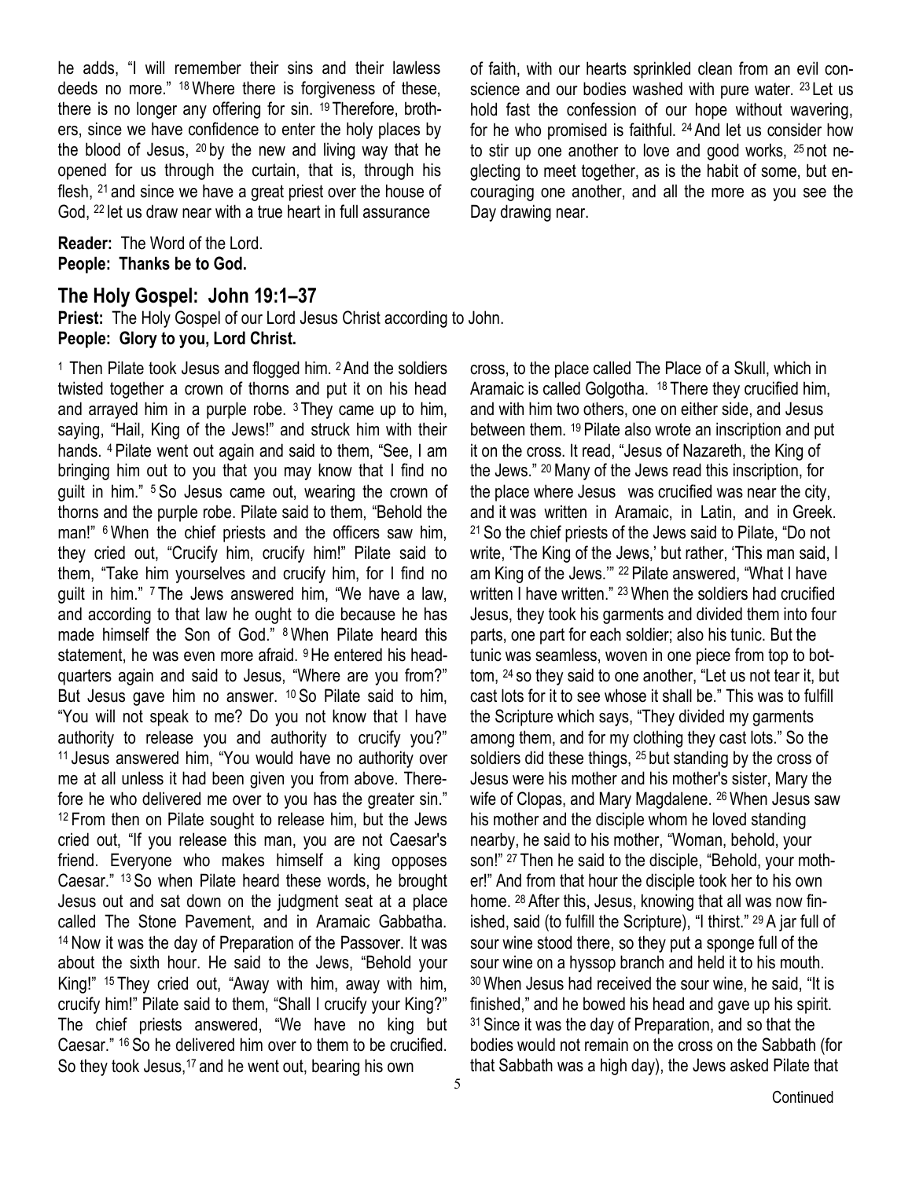he adds, "I will remember their sins and their lawless deeds no more." [18] Where there is forgiveness of these, there is no longer any offering for sin. [19] Therefore, brothers, since we have confidence to enter the holy places by the blood of Jesus, [20] by the new and living way that he opened for us through the curtain, that is, through his flesh, [21] and since we have a great priest over the house of God, [22] let us draw near with a true heart in full assurance of faith, with our hearts sprinkled clean from an evil conscience and our bodies washed with pure water. [23] Let us hold fast the confession of our hope without wavering, for he who promised is faithful. [24] And let us consider how to stir up one another to love and good works, [25] not neglecting to meet together, as is the habit of some, but encouraging one another, and all the more as you see the Day drawing near.

**Reader:** The Word of the Lord.
**People: Thanks be to God.**

## The Holy Gospel: John 19:1–37

**Priest:** The Holy Gospel of our Lord Jesus Christ according to John.
**People: Glory to you, Lord Christ.**

[1] Then Pilate took Jesus and flogged him. [2] And the soldiers twisted together a crown of thorns and put it on his head and arrayed him in a purple robe. [3] They came up to him, saying, "Hail, King of the Jews!" and struck him with their hands. [4] Pilate went out again and said to them, "See, I am bringing him out to you that you may know that I find no guilt in him." [5] So Jesus came out, wearing the crown of thorns and the purple robe. Pilate said to them, "Behold the man!" [6] When the chief priests and the officers saw him, they cried out, "Crucify him, crucify him!" Pilate said to them, "Take him yourselves and crucify him, for I find no guilt in him." [7] The Jews answered him, "We have a law, and according to that law he ought to die because he has made himself the Son of God." [8] When Pilate heard this statement, he was even more afraid. [9] He entered his headquarters again and said to Jesus, "Where are you from?" But Jesus gave him no answer. [10] So Pilate said to him, "You will not speak to me? Do you not know that I have authority to release you and authority to crucify you?" [11] Jesus answered him, "You would have no authority over me at all unless it had been given you from above. Therefore he who delivered me over to you has the greater sin." [12] From then on Pilate sought to release him, but the Jews cried out, "If you release this man, you are not Caesar's friend. Everyone who makes himself a king opposes Caesar." [13] So when Pilate heard these words, he brought Jesus out and sat down on the judgment seat at a place called The Stone Pavement, and in Aramaic Gabbatha. [14] Now it was the day of Preparation of the Passover. It was about the sixth hour. He said to the Jews, "Behold your King!" [15] They cried out, "Away with him, away with him, crucify him!" Pilate said to them, "Shall I crucify your King?" The chief priests answered, "We have no king but Caesar." [16] So he delivered him over to them to be crucified. So they took Jesus, [17] and he went out, bearing his own cross, to the place called The Place of a Skull, which in Aramaic is called Golgotha. [18] There they crucified him, and with him two others, one on either side, and Jesus between them. [19] Pilate also wrote an inscription and put it on the cross. It read, "Jesus of Nazareth, the King of the Jews." [20] Many of the Jews read this inscription, for the place where Jesus was crucified was near the city, and it was written in Aramaic, in Latin, and in Greek. [21] So the chief priests of the Jews said to Pilate, "Do not write, 'The King of the Jews,' but rather, 'This man said, I am King of the Jews.'" [22] Pilate answered, "What I have written I have written." [23] When the soldiers had crucified Jesus, they took his garments and divided them into four parts, one part for each soldier; also his tunic. But the tunic was seamless, woven in one piece from top to bottom, [24] so they said to one another, "Let us not tear it, but cast lots for it to see whose it shall be." This was to fulfill the Scripture which says, "They divided my garments among them, and for my clothing they cast lots." So the soldiers did these things, [25] but standing by the cross of Jesus were his mother and his mother's sister, Mary the wife of Clopas, and Mary Magdalene. [26] When Jesus saw his mother and the disciple whom he loved standing nearby, he said to his mother, "Woman, behold, your son!" [27] Then he said to the disciple, "Behold, your mother!" And from that hour the disciple took her to his own home. [28] After this, Jesus, knowing that all was now finished, said (to fulfill the Scripture), "I thirst." [29] A jar full of sour wine stood there, so they put a sponge full of the sour wine on a hyssop branch and held it to his mouth. [30] When Jesus had received the sour wine, he said, "It is finished," and he bowed his head and gave up his spirit. [31] Since it was the day of Preparation, and so that the bodies would not remain on the cross on the Sabbath (for that Sabbath was a high day), the Jews asked Pilate that

Continued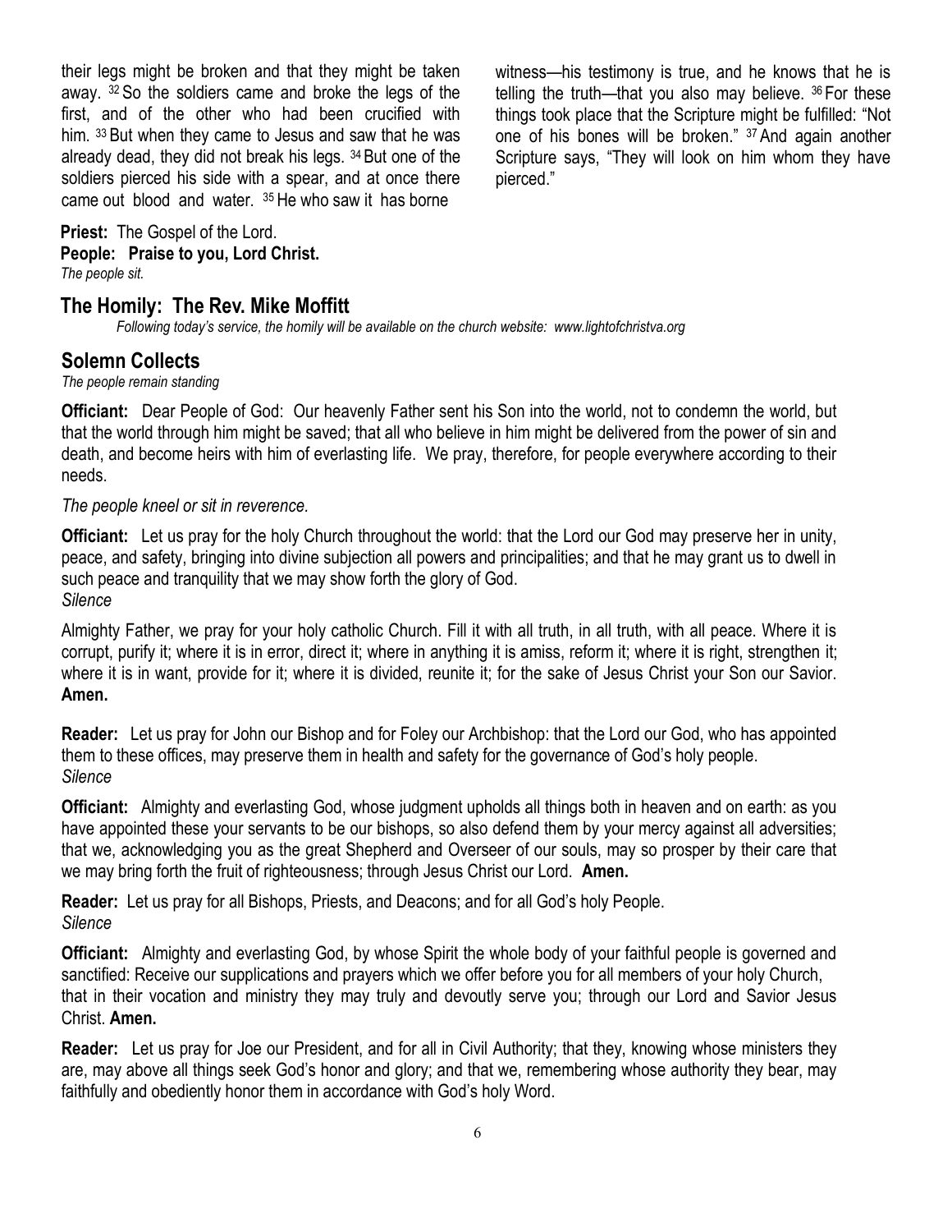their legs might be broken and that they might be taken away. 32 So the soldiers came and broke the legs of the first, and of the other who had been crucified with him. 33 But when they came to Jesus and saw that he was already dead, they did not break his legs. 34 But one of the soldiers pierced his side with a spear, and at once there came out blood and water. 35 He who saw it has borne witness—his testimony is true, and he knows that he is telling the truth—that you also may believe. 36 For these things took place that the Scripture might be fulfilled: "Not one of his bones will be broken." 37 And again another Scripture says, "They will look on him whom they have pierced."

**Priest:** The Gospel of the Lord.
**People: Praise to you, Lord Christ.**
*The people sit.*

## The Homily: The Rev. Mike Moffitt

*Following today's service, the homily will be available on the church website: www.lightofchristva.org*

## Solemn Collects

*The people remain standing*

**Officiant:** Dear People of God: Our heavenly Father sent his Son into the world, not to condemn the world, but that the world through him might be saved; that all who believe in him might be delivered from the power of sin and death, and become heirs with him of everlasting life. We pray, therefore, for people everywhere according to their needs.

*The people kneel or sit in reverence.*

**Officiant:** Let us pray for the holy Church throughout the world: that the Lord our God may preserve her in unity, peace, and safety, bringing into divine subjection all powers and principalities; and that he may grant us to dwell in such peace and tranquility that we may show forth the glory of God.
*Silence*

Almighty Father, we pray for your holy catholic Church. Fill it with all truth, in all truth, with all peace. Where it is corrupt, purify it; where it is in error, direct it; where in anything it is amiss, reform it; where it is right, strengthen it; where it is in want, provide for it; where it is divided, reunite it; for the sake of Jesus Christ your Son our Savior. **Amen.**

**Reader:** Let us pray for John our Bishop and for Foley our Archbishop: that the Lord our God, who has appointed them to these offices, may preserve them in health and safety for the governance of God's holy people.
*Silence*

**Officiant:** Almighty and everlasting God, whose judgment upholds all things both in heaven and on earth: as you have appointed these your servants to be our bishops, so also defend them by your mercy against all adversities; that we, acknowledging you as the great Shepherd and Overseer of our souls, may so prosper by their care that we may bring forth the fruit of righteousness; through Jesus Christ our Lord. **Amen.**

**Reader:** Let us pray for all Bishops, Priests, and Deacons; and for all God's holy People.
*Silence*

**Officiant:** Almighty and everlasting God, by whose Spirit the whole body of your faithful people is governed and sanctified: Receive our supplications and prayers which we offer before you for all members of your holy Church, that in their vocation and ministry they may truly and devoutly serve you; through our Lord and Savior Jesus Christ. **Amen.**

**Reader:** Let us pray for Joe our President, and for all in Civil Authority; that they, knowing whose ministers they are, may above all things seek God's honor and glory; and that we, remembering whose authority they bear, may faithfully and obediently honor them in accordance with God's holy Word.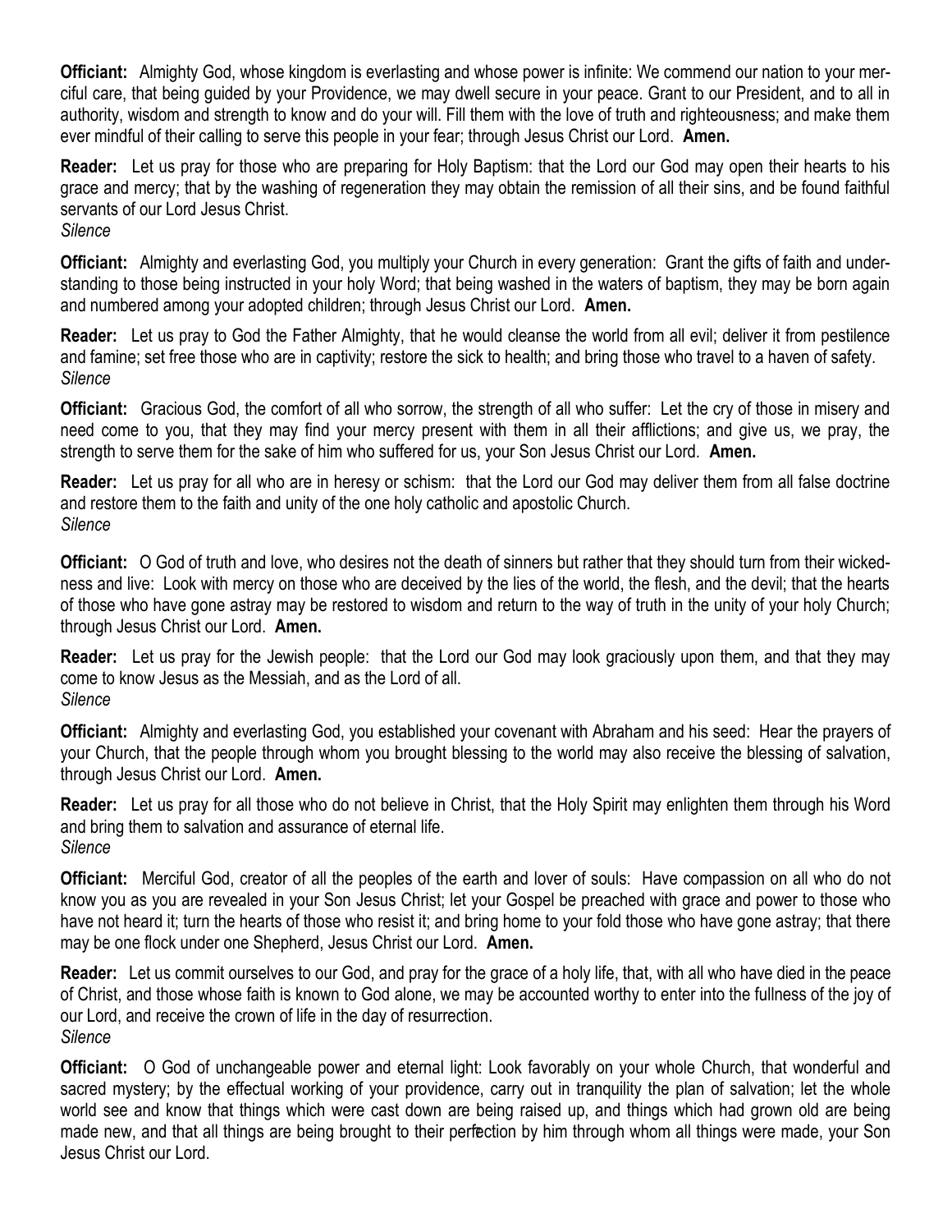**Officiant:** Almighty God, whose kingdom is everlasting and whose power is infinite: We commend our nation to your merciful care, that being guided by your Providence, we may dwell secure in your peace. Grant to our President, and to all in authority, wisdom and strength to know and do your will. Fill them with the love of truth and righteousness; and make them ever mindful of their calling to serve this people in your fear; through Jesus Christ our Lord. **Amen.**

**Reader:** Let us pray for those who are preparing for Holy Baptism: that the Lord our God may open their hearts to his grace and mercy; that by the washing of regeneration they may obtain the remission of all their sins, and be found faithful servants of our Lord Jesus Christ.
*Silence*

**Officiant:** Almighty and everlasting God, you multiply your Church in every generation: Grant the gifts of faith and understanding to those being instructed in your holy Word; that being washed in the waters of baptism, they may be born again and numbered among your adopted children; through Jesus Christ our Lord. **Amen.**

**Reader:** Let us pray to God the Father Almighty, that he would cleanse the world from all evil; deliver it from pestilence and famine; set free those who are in captivity; restore the sick to health; and bring those who travel to a haven of safety.
*Silence*

**Officiant:** Gracious God, the comfort of all who sorrow, the strength of all who suffer: Let the cry of those in misery and need come to you, that they may find your mercy present with them in all their afflictions; and give us, we pray, the strength to serve them for the sake of him who suffered for us, your Son Jesus Christ our Lord. **Amen.**

**Reader:** Let us pray for all who are in heresy or schism: that the Lord our God may deliver them from all false doctrine and restore them to the faith and unity of the one holy catholic and apostolic Church.
*Silence*

**Officiant:** O God of truth and love, who desires not the death of sinners but rather that they should turn from their wickedness and live: Look with mercy on those who are deceived by the lies of the world, the flesh, and the devil; that the hearts of those who have gone astray may be restored to wisdom and return to the way of truth in the unity of your holy Church; through Jesus Christ our Lord. **Amen.**

**Reader:** Let us pray for the Jewish people: that the Lord our God may look graciously upon them, and that they may come to know Jesus as the Messiah, and as the Lord of all.
*Silence*

**Officiant:** Almighty and everlasting God, you established your covenant with Abraham and his seed: Hear the prayers of your Church, that the people through whom you brought blessing to the world may also receive the blessing of salvation, through Jesus Christ our Lord. **Amen.**

**Reader:** Let us pray for all those who do not believe in Christ, that the Holy Spirit may enlighten them through his Word and bring them to salvation and assurance of eternal life.
*Silence*

**Officiant:** Merciful God, creator of all the peoples of the earth and lover of souls: Have compassion on all who do not know you as you are revealed in your Son Jesus Christ; let your Gospel be preached with grace and power to those who have not heard it; turn the hearts of those who resist it; and bring home to your fold those who have gone astray; that there may be one flock under one Shepherd, Jesus Christ our Lord. **Amen.**

**Reader:** Let us commit ourselves to our God, and pray for the grace of a holy life, that, with all who have died in the peace of Christ, and those whose faith is known to God alone, we may be accounted worthy to enter into the fullness of the joy of our Lord, and receive the crown of life in the day of resurrection.
*Silence*

**Officiant:** O God of unchangeable power and eternal light: Look favorably on your whole Church, that wonderful and sacred mystery; by the effectual working of your providence, carry out in tranquility the plan of salvation; let the whole world see and know that things which were cast down are being raised up, and things which had grown old are being made new, and that all things are being brought to their perfection by him through whom all things were made, your Son Jesus Christ our Lord.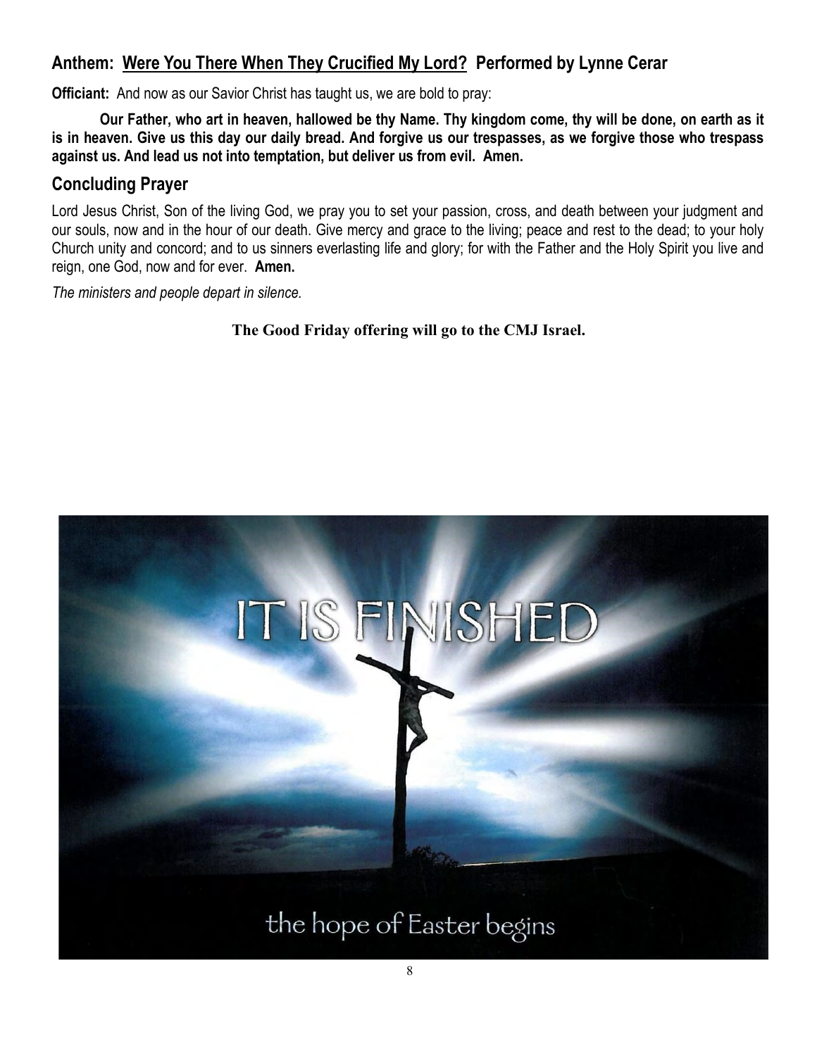## Anthem: Were You There When They Crucified My Lord? Performed by Lynne Cerar

**Officiant:** And now as our Savior Christ has taught us, we are bold to pray:

**Our Father, who art in heaven, hallowed be thy Name. Thy kingdom come, thy will be done, on earth as it is in heaven. Give us this day our daily bread. And forgive us our trespasses, as we forgive those who trespass against us. And lead us not into temptation, but deliver us from evil. Amen.**

## Concluding Prayer

Lord Jesus Christ, Son of the living God, we pray you to set your passion, cross, and death between your judgment and our souls, now and in the hour of our death. Give mercy and grace to the living; peace and rest to the dead; to your holy Church unity and concord; and to us sinners everlasting life and glory; for with the Father and the Holy Spirit you live and reign, one God, now and for ever. **Amen.**

*The ministers and people depart in silence.*

**The Good Friday offering will go to the CMJ Israel.**

IT IS FINISHED

the hope of Easter begins